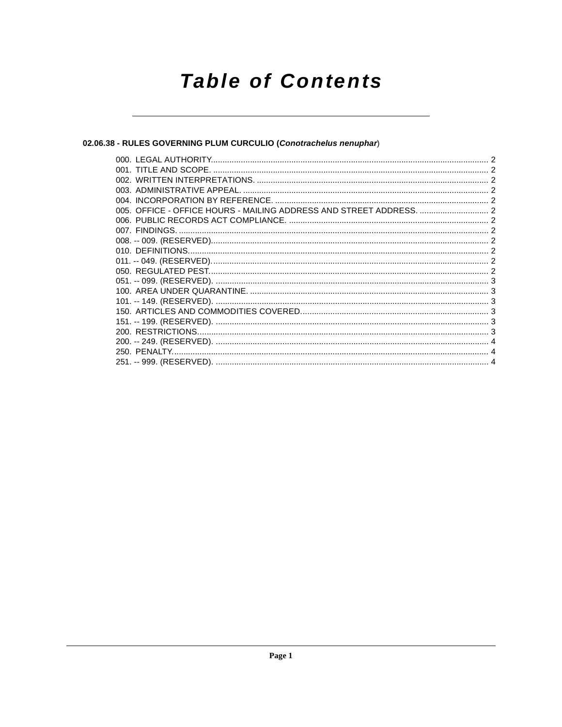# Table of Contents

**02.06.38 - RULES GOVERNING PLUM CURCULIO (*Conotrachelus nenuphar*)**

000. LEGAL AUTHORITY. .......... 2
001. TITLE AND SCOPE. .......... 2
002. WRITTEN INTERPRETATIONS. .......... 2
003. ADMINISTRATIVE APPEAL. .......... 2
004. INCORPORATION BY REFERENCE. .......... 2
005. OFFICE - OFFICE HOURS - MAILING ADDRESS AND STREET ADDRESS. .......... 2
006. PUBLIC RECORDS ACT COMPLIANCE. .......... 2
007. FINDINGS. .......... 2
008. -- 009. (RESERVED). .......... 2
010. DEFINITIONS. .......... 2
011. -- 049. (RESERVED). .......... 2
050. REGULATED PEST. .......... 2
051. -- 099. (RESERVED). .......... 3
100. AREA UNDER QUARANTINE. .......... 3
101. -- 149. (RESERVED). .......... 3
150. ARTICLES AND COMMODITIES COVERED. .......... 3
151. -- 199. (RESERVED). .......... 3
200. RESTRICTIONS. .......... 3
200. -- 249. (RESERVED). .......... 4
250. PENALTY. .......... 4
251. -- 999. (RESERVED). .......... 4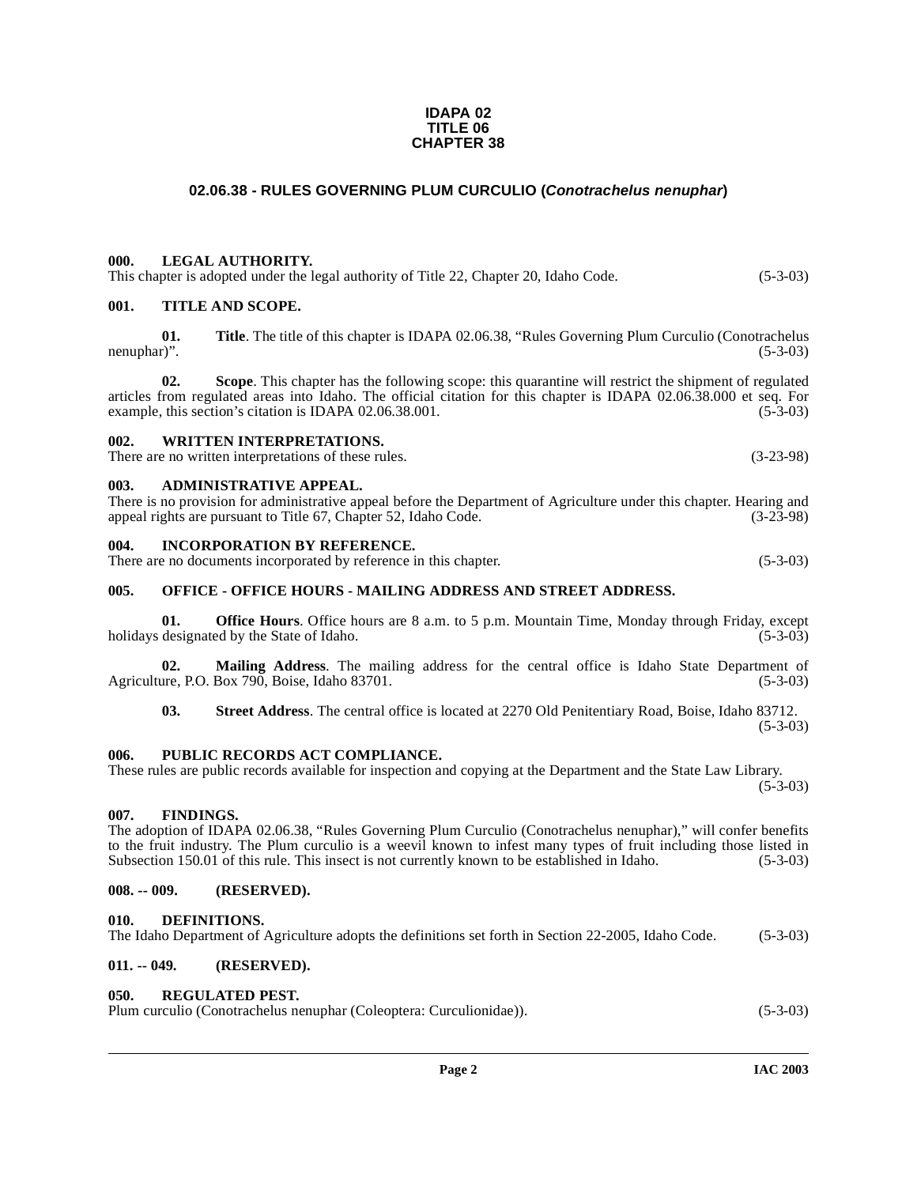**IDAPA 02**
**TITLE 06**
**CHAPTER 38**

## 02.06.38 - RULES GOVERNING PLUM CURCULIO (*Conotrachelus nenuphar*)

### 000. LEGAL AUTHORITY.

This chapter is adopted under the legal authority of Title 22, Chapter 20, Idaho Code. (5-3-03)

### 001. TITLE AND SCOPE.

**01. Title**. The title of this chapter is IDAPA 02.06.38, "Rules Governing Plum Curculio (Conotrachelus nenuphar)". (5-3-03)

**02. Scope**. This chapter has the following scope: this quarantine will restrict the shipment of regulated articles from regulated areas into Idaho. The official citation for this chapter is IDAPA 02.06.38.000 et seq. For example, this section's citation is IDAPA 02.06.38.001. (5-3-03)

### 002. WRITTEN INTERPRETATIONS.

There are no written interpretations of these rules. (3-23-98)

### 003. ADMINISTRATIVE APPEAL.

There is no provision for administrative appeal before the Department of Agriculture under this chapter. Hearing and appeal rights are pursuant to Title 67, Chapter 52, Idaho Code. (3-23-98)

### 004. INCORPORATION BY REFERENCE.

There are no documents incorporated by reference in this chapter. (5-3-03)

### 005. OFFICE - OFFICE HOURS - MAILING ADDRESS AND STREET ADDRESS.

**01. Office Hours**. Office hours are 8 a.m. to 5 p.m. Mountain Time, Monday through Friday, except holidays designated by the State of Idaho. (5-3-03)

**02. Mailing Address**. The mailing address for the central office is Idaho State Department of Agriculture, P.O. Box 790, Boise, Idaho 83701. (5-3-03)

**03. Street Address**. The central office is located at 2270 Old Penitentiary Road, Boise, Idaho 83712. (5-3-03)

### 006. PUBLIC RECORDS ACT COMPLIANCE.

These rules are public records available for inspection and copying at the Department and the State Law Library. (5-3-03)

### 007. FINDINGS.

The adoption of IDAPA 02.06.38, "Rules Governing Plum Curculio (Conotrachelus nenuphar)," will confer benefits to the fruit industry. The Plum curculio is a weevil known to infest many types of fruit including those listed in Subsection 150.01 of this rule. This insect is not currently known to be established in Idaho. (5-3-03)

### 008. -- 009. (RESERVED).

### 010. DEFINITIONS.

The Idaho Department of Agriculture adopts the definitions set forth in Section 22-2005, Idaho Code. (5-3-03)

### 011. -- 049. (RESERVED).

### 050. REGULATED PEST.

Plum curculio (Conotrachelus nenuphar (Coleoptera: Curculionidae)). (5-3-03)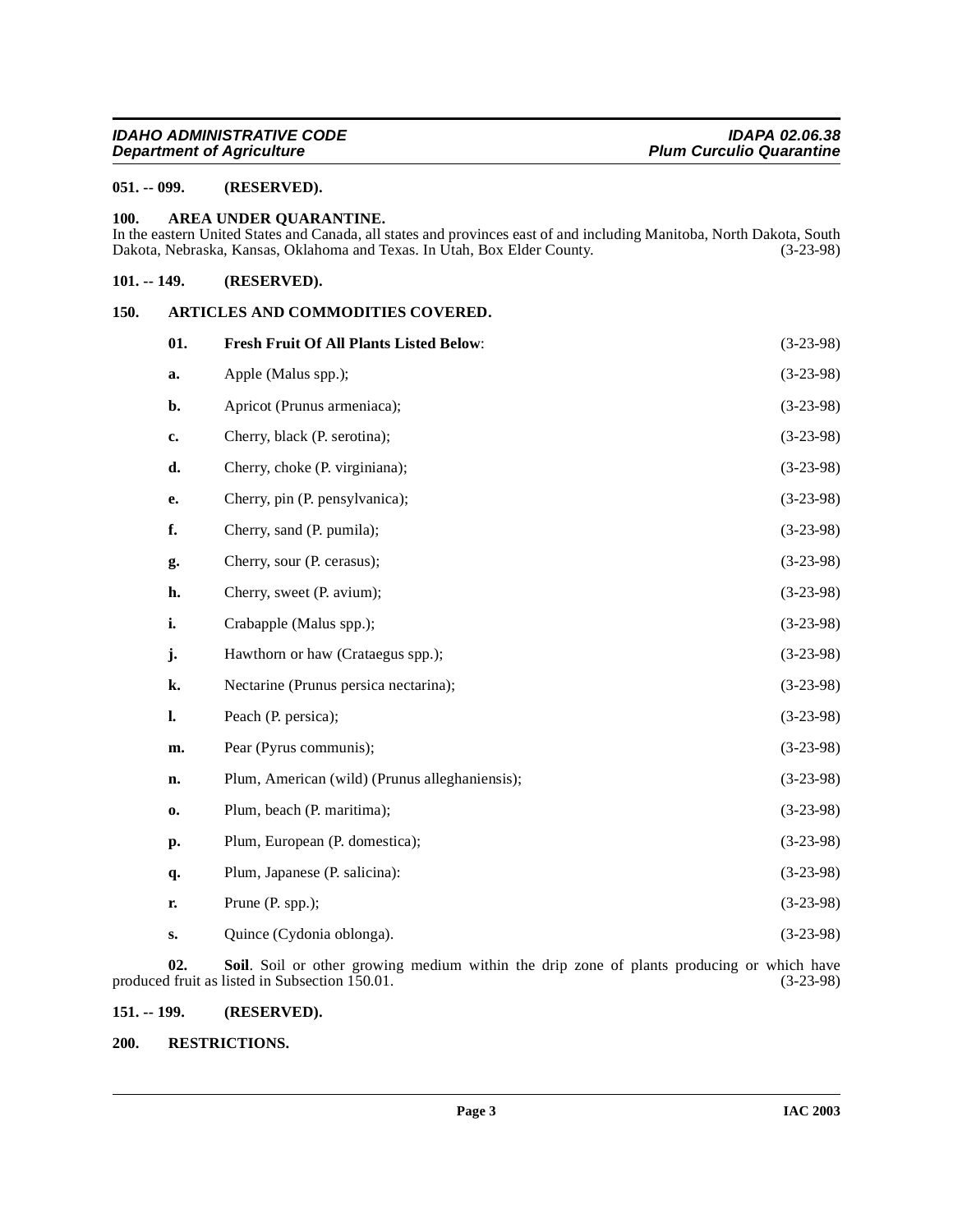**051. -- 099. (RESERVED).**

**100. AREA UNDER QUARANTINE.**

In the eastern United States and Canada, all states and provinces east of and including Manitoba, North Dakota, South Dakota, Nebraska, Kansas, Oklahoma and Texas. In Utah, Box Elder County. (3-23-98)

**101. -- 149. (RESERVED).**

**150. ARTICLES AND COMMODITIES COVERED.**

**01. Fresh Fruit Of All Plants Listed Below**: (3-23-98)

**a.** Apple (Malus spp.); (3-23-98)

**b.** Apricot (Prunus armeniaca); (3-23-98)

**c.** Cherry, black (P. serotina); (3-23-98)

**d.** Cherry, choke (P. virginiana); (3-23-98)

**e.** Cherry, pin (P. pensylvanica); (3-23-98)

**f.** Cherry, sand (P. pumila); (3-23-98)

**g.** Cherry, sour (P. cerasus); (3-23-98)

**h.** Cherry, sweet (P. avium); (3-23-98)

**i.** Crabapple (Malus spp.); (3-23-98)

**j.** Hawthorn or haw (Crataegus spp.); (3-23-98)

**k.** Nectarine (Prunus persica nectarina); (3-23-98)

**l.** Peach (P. persica); (3-23-98)

**m.** Pear (Pyrus communis); (3-23-98)

**n.** Plum, American (wild) (Prunus alleghaniensis); (3-23-98)

**o.** Plum, beach (P. maritima); (3-23-98)

**p.** Plum, European (P. domestica); (3-23-98)

**q.** Plum, Japanese (P. salicina): (3-23-98)

**r.** Prune (P. spp.); (3-23-98)

**s.** Quince (Cydonia oblonga). (3-23-98)

**02. Soil**. Soil or other growing medium within the drip zone of plants producing or which have produced fruit as listed in Subsection 150.01. (3-23-98)

**151. -- 199. (RESERVED).**

**200. RESTRICTIONS.**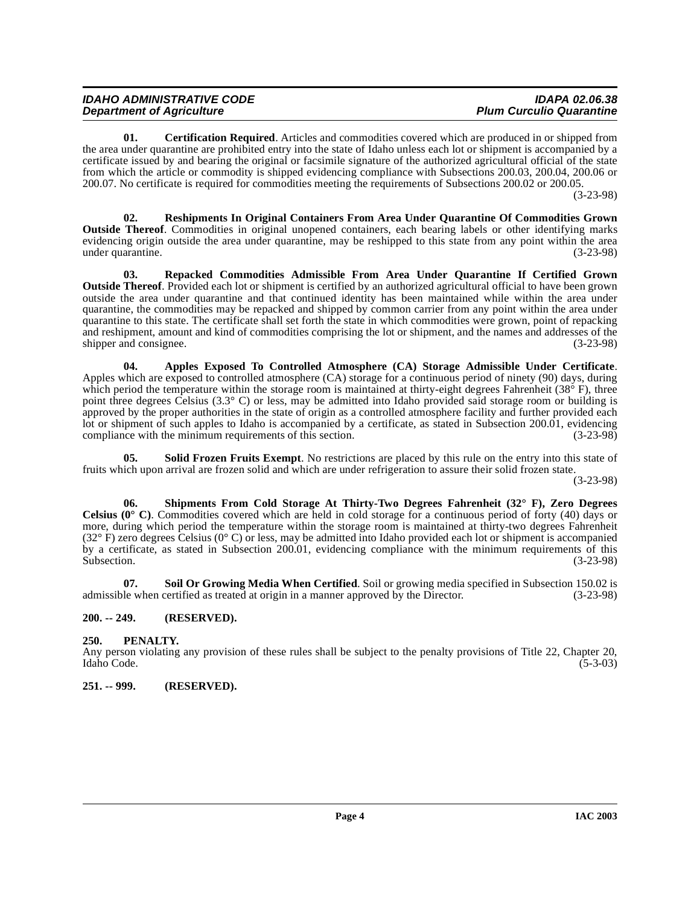**01. Certification Required**. Articles and commodities covered which are produced in or shipped from the area under quarantine are prohibited entry into the state of Idaho unless each lot or shipment is accompanied by a certificate issued by and bearing the original or facsimile signature of the authorized agricultural official of the state from which the article or commodity is shipped evidencing compliance with Subsections 200.03, 200.04, 200.06 or 200.07. No certificate is required for commodities meeting the requirements of Subsections 200.02 or 200.05. (3-23-98)

**02. Reshipments In Original Containers From Area Under Quarantine Of Commodities Grown Outside Thereof**. Commodities in original unopened containers, each bearing labels or other identifying marks evidencing origin outside the area under quarantine, may be reshipped to this state from any point within the area under quarantine. (3-23-98)

**03. Repacked Commodities Admissible From Area Under Quarantine If Certified Grown Outside Thereof**. Provided each lot or shipment is certified by an authorized agricultural official to have been grown outside the area under quarantine and that continued identity has been maintained while within the area under quarantine, the commodities may be repacked and shipped by common carrier from any point within the area under quarantine to this state. The certificate shall set forth the state in which commodities were grown, point of repacking and reshipment, amount and kind of commodities comprising the lot or shipment, and the names and addresses of the shipper and consignee. (3-23-98)

**04. Apples Exposed To Controlled Atmosphere (CA) Storage Admissible Under Certificate**. Apples which are exposed to controlled atmosphere (CA) storage for a continuous period of ninety (90) days, during which period the temperature within the storage room is maintained at thirty-eight degrees Fahrenheit (38° F), three point three degrees Celsius (3.3° C) or less, may be admitted into Idaho provided said storage room or building is approved by the proper authorities in the state of origin as a controlled atmosphere facility and further provided each lot or shipment of such apples to Idaho is accompanied by a certificate, as stated in Subsection 200.01, evidencing compliance with the minimum requirements of this section. (3-23-98)

**05. Solid Frozen Fruits Exempt**. No restrictions are placed by this rule on the entry into this state of fruits which upon arrival are frozen solid and which are under refrigeration to assure their solid frozen state. (3-23-98)

**06. Shipments From Cold Storage At Thirty-Two Degrees Fahrenheit (32° F), Zero Degrees Celsius (0° C)**. Commodities covered which are held in cold storage for a continuous period of forty (40) days or more, during which period the temperature within the storage room is maintained at thirty-two degrees Fahrenheit (32° F) zero degrees Celsius (0° C) or less, may be admitted into Idaho provided each lot or shipment is accompanied by a certificate, as stated in Subsection 200.01, evidencing compliance with the minimum requirements of this Subsection. (3-23-98)

**07. Soil Or Growing Media When Certified**. Soil or growing media specified in Subsection 150.02 is admissible when certified as treated at origin in a manner approved by the Director. (3-23-98)

**200. -- 249. (RESERVED).**

**250. PENALTY.**

Any person violating any provision of these rules shall be subject to the penalty provisions of Title 22, Chapter 20, Idaho Code. (5-3-03)

**251. -- 999. (RESERVED).**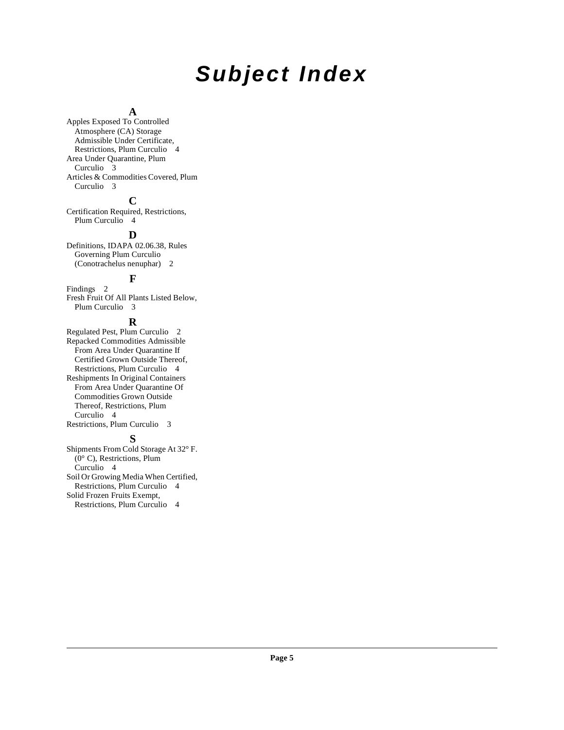# *Subject Index*

## A

Apples Exposed To Controlled Atmosphere (CA) Storage Admissible Under Certificate, Restrictions, Plum Curculio 4

Area Under Quarantine, Plum Curculio 3

Articles & Commodities Covered, Plum Curculio 3

## C

Certification Required, Restrictions, Plum Curculio 4

## D

Definitions, IDAPA 02.06.38, Rules Governing Plum Curculio (Conotrachelus nenuphar) 2

## F

Findings 2

Fresh Fruit Of All Plants Listed Below, Plum Curculio 3

## R

Regulated Pest, Plum Curculio 2

Repacked Commodities Admissible From Area Under Quarantine If Certified Grown Outside Thereof, Restrictions, Plum Curculio 4

Reshipments In Original Containers From Area Under Quarantine Of Commodities Grown Outside Thereof, Restrictions, Plum Curculio 4

Restrictions, Plum Curculio 3

## S

Shipments From Cold Storage At 32° F. (0° C), Restrictions, Plum Curculio 4

Soil Or Growing Media When Certified, Restrictions, Plum Curculio 4

Solid Frozen Fruits Exempt, Restrictions, Plum Curculio 4